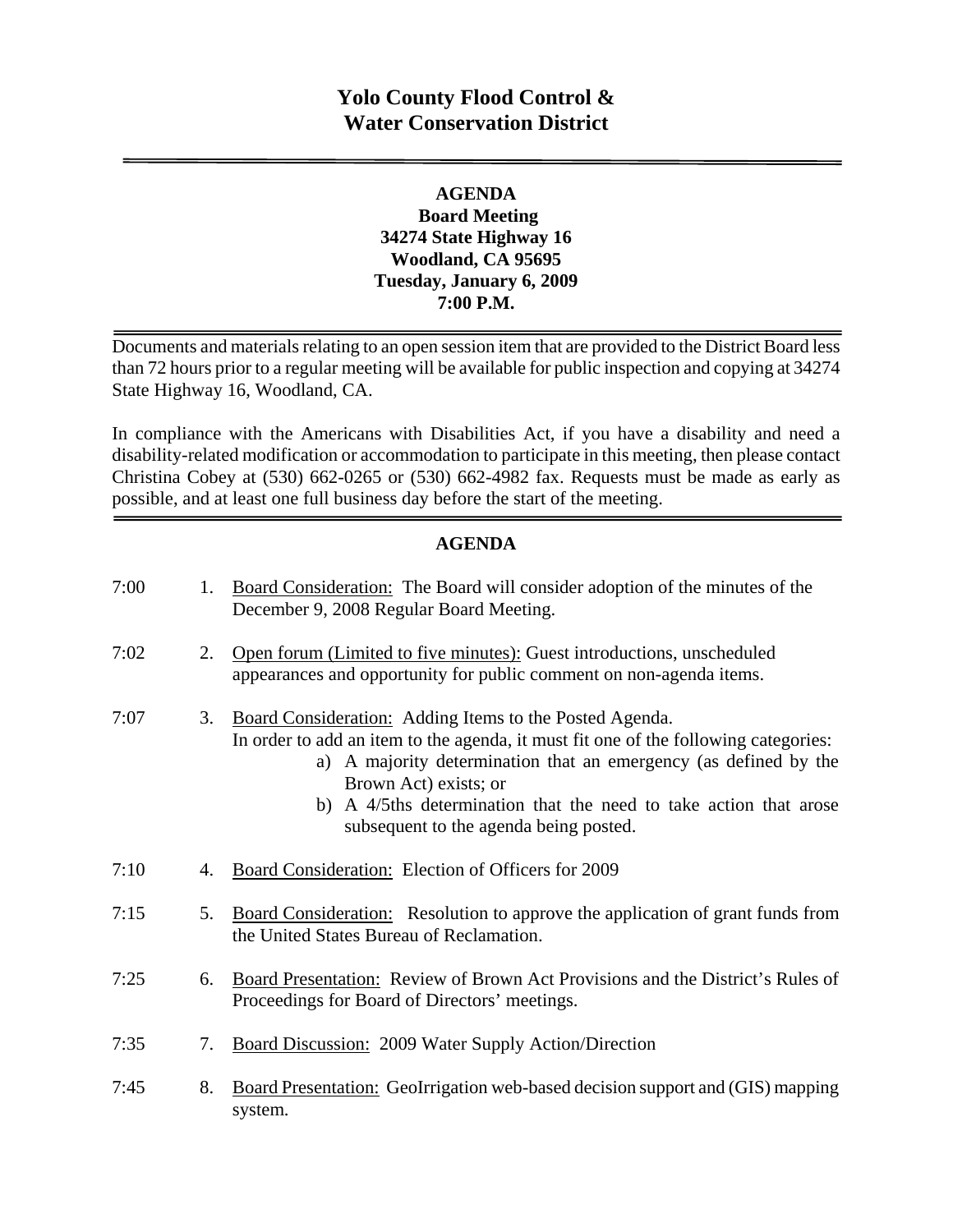# Yolo County Flood Control & Water Conservation District

**AGENDA**
**Board Meeting**
**34274 State Highway 16**
**Woodland, CA 95695**
**Tuesday, January 6, 2009**
**7:00 P.M.**

Documents and materials relating to an open session item that are provided to the District Board less than 72 hours prior to a regular meeting will be available for public inspection and copying at 34274 State Highway 16, Woodland, CA.

In compliance with the Americans with Disabilities Act, if you have a disability and need a disability-related modification or accommodation to participate in this meeting, then please contact Christina Cobey at (530) 662-0265 or (530) 662-4982 fax. Requests must be made as early as possible, and at least one full business day before the start of the meeting.

## AGENDA

7:00 1. Board Consideration: The Board will consider adoption of the minutes of the December 9, 2008 Regular Board Meeting.

7:02 2. Open forum (Limited to five minutes): Guest introductions, unscheduled appearances and opportunity for public comment on non-agenda items.

7:07 3. Board Consideration: Adding Items to the Posted Agenda.
In order to add an item to the agenda, it must fit one of the following categories:
   a) A majority determination that an emergency (as defined by the Brown Act) exists; or
   b) A 4/5ths determination that the need to take action that arose subsequent to the agenda being posted.

7:10 4. Board Consideration: Election of Officers for 2009

7:15 5. Board Consideration: Resolution to approve the application of grant funds from the United States Bureau of Reclamation.

7:25 6. Board Presentation: Review of Brown Act Provisions and the District's Rules of Proceedings for Board of Directors' meetings.

7:35 7. Board Discussion: 2009 Water Supply Action/Direction

7:45 8. Board Presentation: GeoIrrigation web-based decision support and (GIS) mapping system.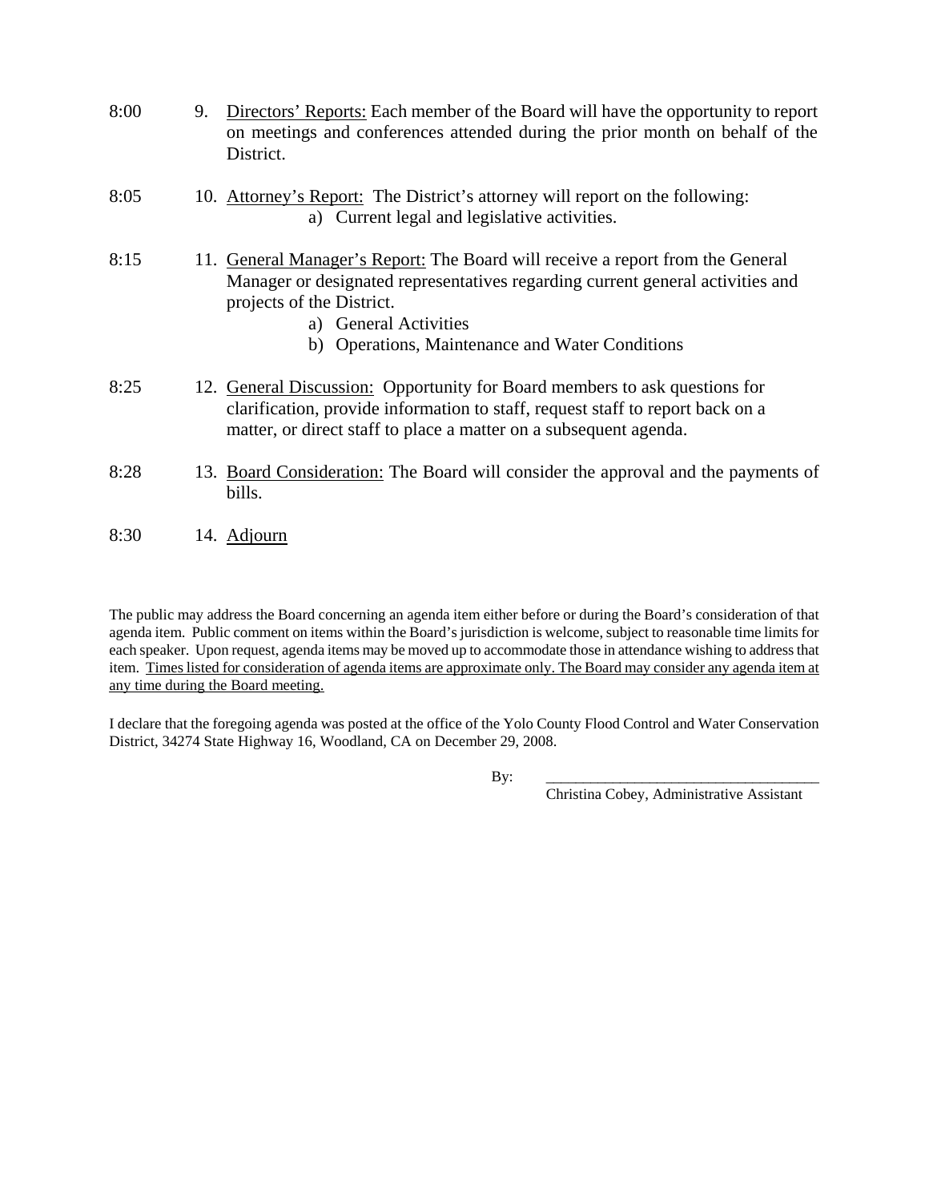8:00 9. Directors' Reports: Each member of the Board will have the opportunity to report on meetings and conferences attended during the prior month on behalf of the District.

8:05 10. Attorney's Report: The District's attorney will report on the following:

a) Current legal and legislative activities.

8:15 11. General Manager's Report: The Board will receive a report from the General Manager or designated representatives regarding current general activities and projects of the District.

a) General Activities
b) Operations, Maintenance and Water Conditions

8:25 12. General Discussion: Opportunity for Board members to ask questions for clarification, provide information to staff, request staff to report back on a matter, or direct staff to place a matter on a subsequent agenda.

8:28 13. Board Consideration: The Board will consider the approval and the payments of bills.

8:30 14. Adjourn

The public may address the Board concerning an agenda item either before or during the Board's consideration of that agenda item. Public comment on items within the Board's jurisdiction is welcome, subject to reasonable time limits for each speaker. Upon request, agenda items may be moved up to accommodate those in attendance wishing to address that item. Times listed for consideration of agenda items are approximate only. The Board may consider any agenda item at any time during the Board meeting.

I declare that the foregoing agenda was posted at the office of the Yolo County Flood Control and Water Conservation District, 34274 State Highway 16, Woodland, CA on December 29, 2008.

By: ___________________________________

Christina Cobey, Administrative Assistant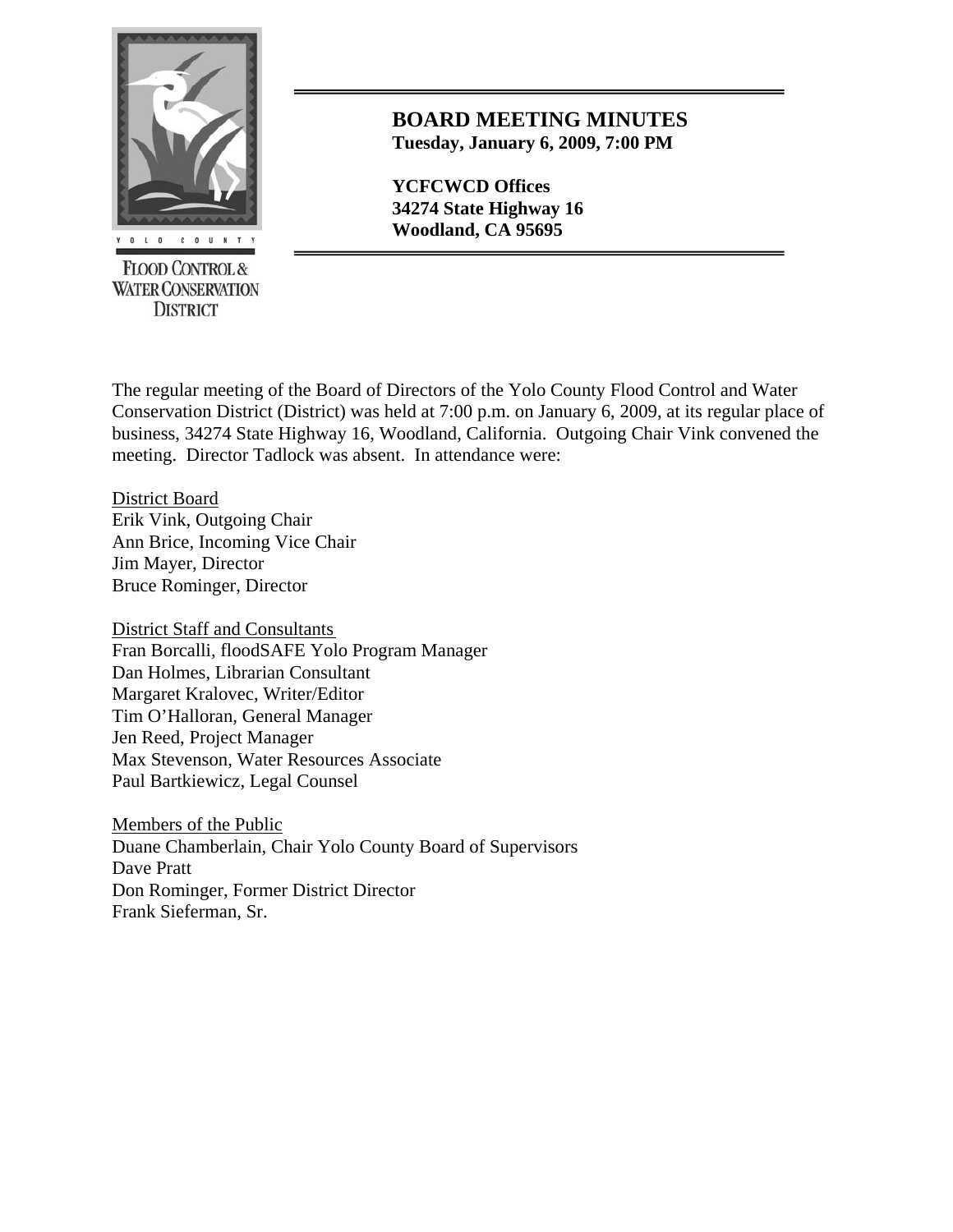YOLO COUNTY

FLOOD CONTROL & WATER CONSERVATION DISTRICT

# BOARD MEETING MINUTES

**Tuesday, January 6, 2009, 7:00 PM**

**YCFCWCD Offices**
**34274 State Highway 16**
**Woodland, CA 95695**

The regular meeting of the Board of Directors of the Yolo County Flood Control and Water Conservation District (District) was held at 7:00 p.m. on January 6, 2009, at its regular place of business, 34274 State Highway 16, Woodland, California. Outgoing Chair Vink convened the meeting. Director Tadlock was absent. In attendance were:

District Board
Erik Vink, Outgoing Chair
Ann Brice, Incoming Vice Chair
Jim Mayer, Director
Bruce Rominger, Director

District Staff and Consultants
Fran Borcalli, floodSAFE Yolo Program Manager
Dan Holmes, Librarian Consultant
Margaret Kralovec, Writer/Editor
Tim O'Halloran, General Manager
Jen Reed, Project Manager
Max Stevenson, Water Resources Associate
Paul Bartkiewicz, Legal Counsel

Members of the Public
Duane Chamberlain, Chair Yolo County Board of Supervisors
Dave Pratt
Don Rominger, Former District Director
Frank Sieferman, Sr.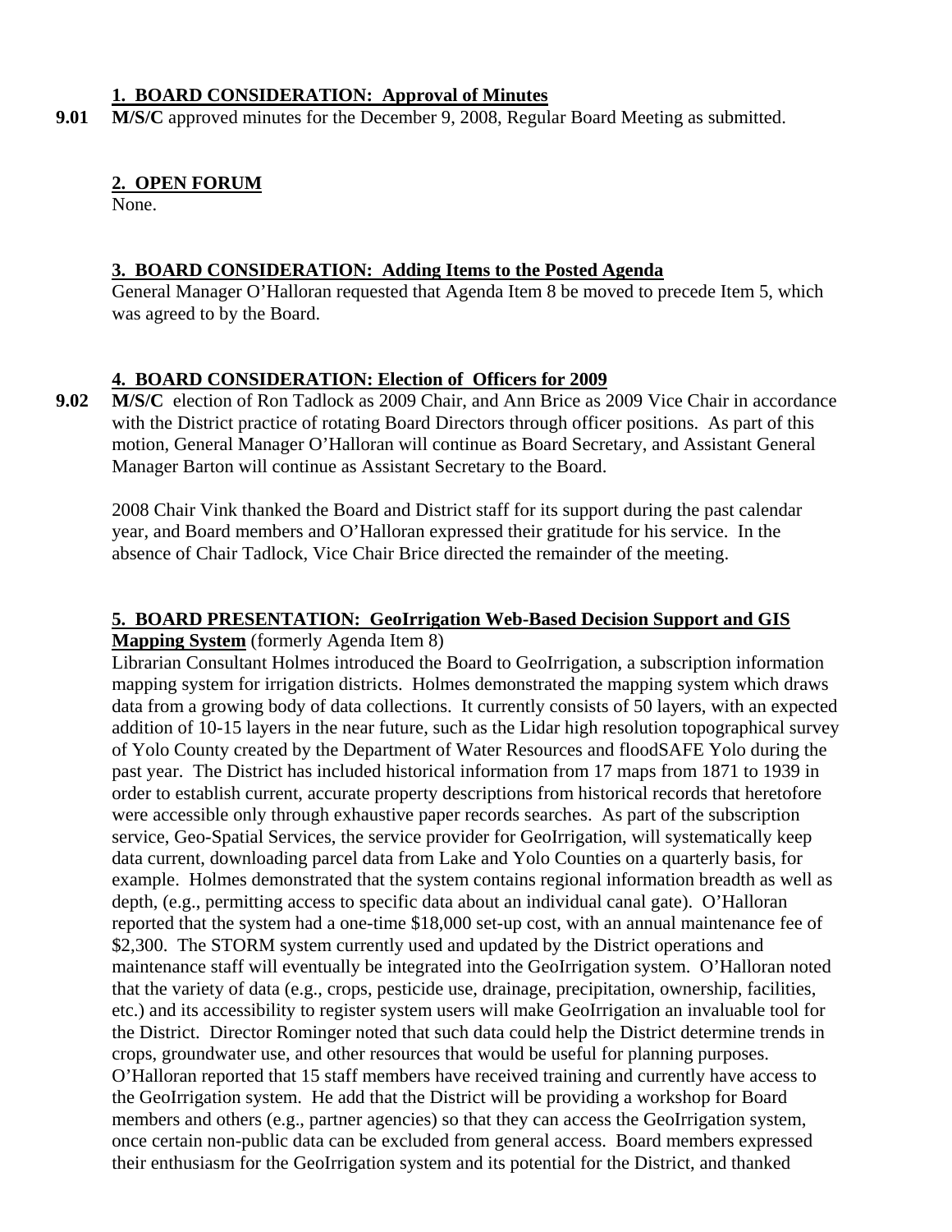**1. BOARD CONSIDERATION: Approval of Minutes**

**9.01** **M/S/C** approved minutes for the December 9, 2008, Regular Board Meeting as submitted.

**2. OPEN FORUM**

None.

**3. BOARD CONSIDERATION: Adding Items to the Posted Agenda**

General Manager O'Halloran requested that Agenda Item 8 be moved to precede Item 5, which was agreed to by the Board.

**4. BOARD CONSIDERATION: Election of Officers for 2009**

**9.02** **M/S/C** election of Ron Tadlock as 2009 Chair, and Ann Brice as 2009 Vice Chair in accordance with the District practice of rotating Board Directors through officer positions. As part of this motion, General Manager O'Halloran will continue as Board Secretary, and Assistant General Manager Barton will continue as Assistant Secretary to the Board.

2008 Chair Vink thanked the Board and District staff for its support during the past calendar year, and Board members and O'Halloran expressed their gratitude for his service. In the absence of Chair Tadlock, Vice Chair Brice directed the remainder of the meeting.

**5. BOARD PRESENTATION: GeoIrrigation Web-Based Decision Support and GIS Mapping System** (formerly Agenda Item 8)

Librarian Consultant Holmes introduced the Board to GeoIrrigation, a subscription information mapping system for irrigation districts. Holmes demonstrated the mapping system which draws data from a growing body of data collections. It currently consists of 50 layers, with an expected addition of 10-15 layers in the near future, such as the Lidar high resolution topographical survey of Yolo County created by the Department of Water Resources and floodSAFE Yolo during the past year. The District has included historical information from 17 maps from 1871 to 1939 in order to establish current, accurate property descriptions from historical records that heretofore were accessible only through exhaustive paper records searches. As part of the subscription service, Geo-Spatial Services, the service provider for GeoIrrigation, will systematically keep data current, downloading parcel data from Lake and Yolo Counties on a quarterly basis, for example. Holmes demonstrated that the system contains regional information breadth as well as depth, (e.g., permitting access to specific data about an individual canal gate). O'Halloran reported that the system had a one-time $18,000 set-up cost, with an annual maintenance fee of $2,300. The STORM system currently used and updated by the District operations and maintenance staff will eventually be integrated into the GeoIrrigation system. O'Halloran noted that the variety of data (e.g., crops, pesticide use, drainage, precipitation, ownership, facilities, etc.) and its accessibility to register system users will make GeoIrrigation an invaluable tool for the District. Director Rominger noted that such data could help the District determine trends in crops, groundwater use, and other resources that would be useful for planning purposes. O'Halloran reported that 15 staff members have received training and currently have access to the GeoIrrigation system. He add that the District will be providing a workshop for Board members and others (e.g., partner agencies) so that they can access the GeoIrrigation system, once certain non-public data can be excluded from general access. Board members expressed their enthusiasm for the GeoIrrigation system and its potential for the District, and thanked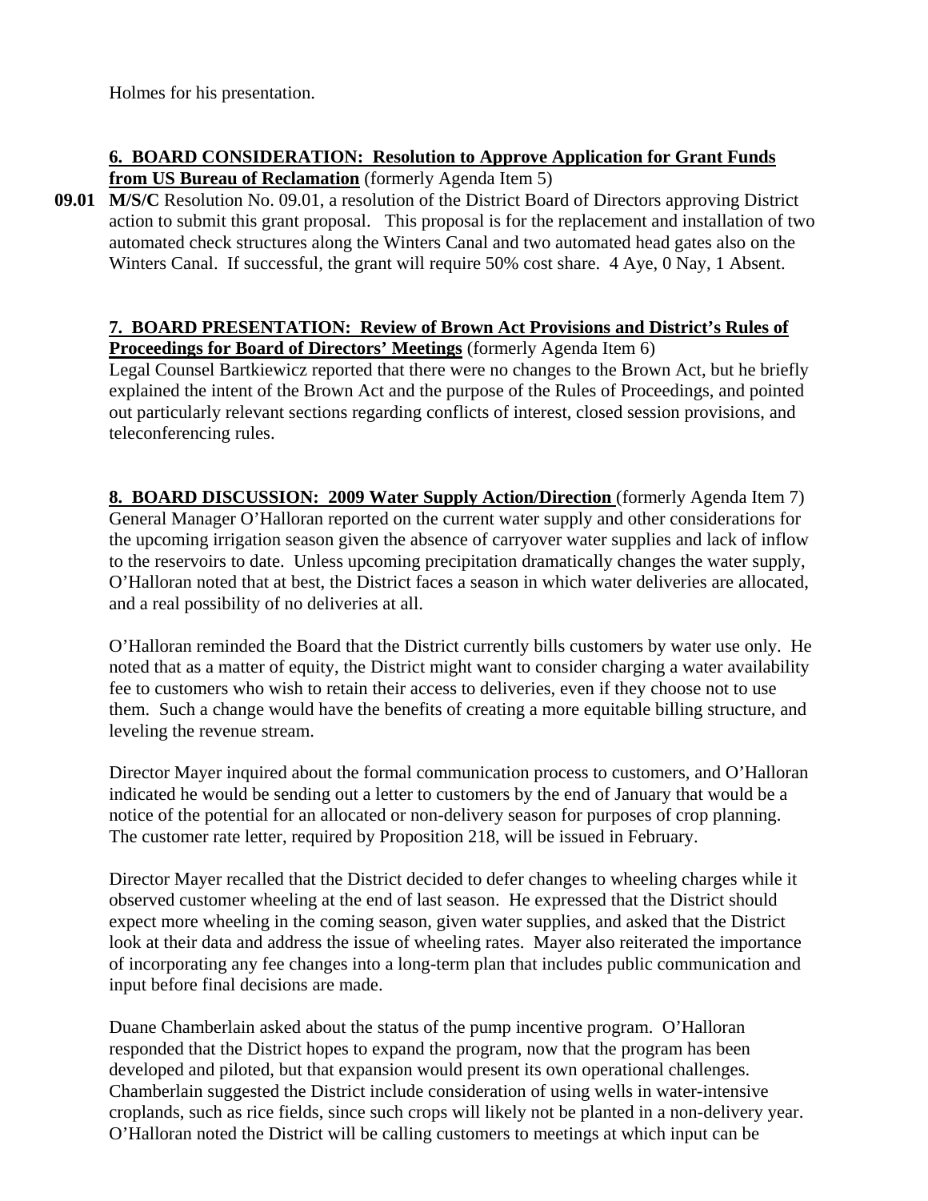Holmes for his presentation.

**6. BOARD CONSIDERATION: Resolution to Approve Application for Grant Funds from US Bureau of Reclamation** (formerly Agenda Item 5)

**09.01** **M/S/C** Resolution No. 09.01, a resolution of the District Board of Directors approving District action to submit this grant proposal. This proposal is for the replacement and installation of two automated check structures along the Winters Canal and two automated head gates also on the Winters Canal. If successful, the grant will require 50% cost share. 4 Aye, 0 Nay, 1 Absent.

**7. BOARD PRESENTATION: Review of Brown Act Provisions and District's Rules of Proceedings for Board of Directors' Meetings** (formerly Agenda Item 6)

Legal Counsel Bartkiewicz reported that there were no changes to the Brown Act, but he briefly explained the intent of the Brown Act and the purpose of the Rules of Proceedings, and pointed out particularly relevant sections regarding conflicts of interest, closed session provisions, and teleconferencing rules.

**8. BOARD DISCUSSION: 2009 Water Supply Action/Direction** (formerly Agenda Item 7)

General Manager O'Halloran reported on the current water supply and other considerations for the upcoming irrigation season given the absence of carryover water supplies and lack of inflow to the reservoirs to date. Unless upcoming precipitation dramatically changes the water supply, O'Halloran noted that at best, the District faces a season in which water deliveries are allocated, and a real possibility of no deliveries at all.

O'Halloran reminded the Board that the District currently bills customers by water use only. He noted that as a matter of equity, the District might want to consider charging a water availability fee to customers who wish to retain their access to deliveries, even if they choose not to use them. Such a change would have the benefits of creating a more equitable billing structure, and leveling the revenue stream.

Director Mayer inquired about the formal communication process to customers, and O'Halloran indicated he would be sending out a letter to customers by the end of January that would be a notice of the potential for an allocated or non-delivery season for purposes of crop planning. The customer rate letter, required by Proposition 218, will be issued in February.

Director Mayer recalled that the District decided to defer changes to wheeling charges while it observed customer wheeling at the end of last season. He expressed that the District should expect more wheeling in the coming season, given water supplies, and asked that the District look at their data and address the issue of wheeling rates. Mayer also reiterated the importance of incorporating any fee changes into a long-term plan that includes public communication and input before final decisions are made.

Duane Chamberlain asked about the status of the pump incentive program. O'Halloran responded that the District hopes to expand the program, now that the program has been developed and piloted, but that expansion would present its own operational challenges. Chamberlain suggested the District include consideration of using wells in water-intensive croplands, such as rice fields, since such crops will likely not be planted in a non-delivery year. O'Halloran noted the District will be calling customers to meetings at which input can be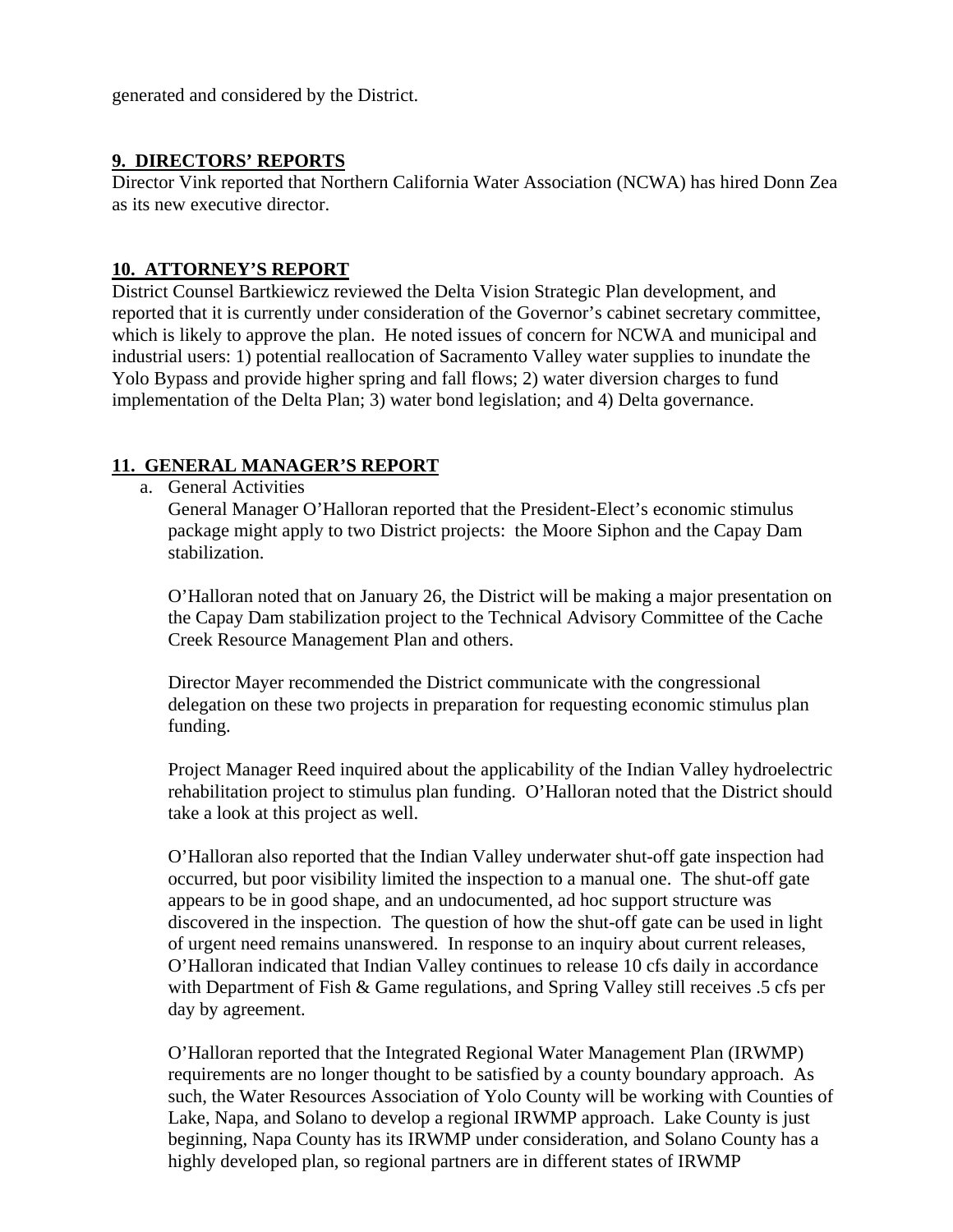generated and considered by the District.

## 9. DIRECTORS' REPORTS

Director Vink reported that Northern California Water Association (NCWA) has hired Donn Zea as its new executive director.

## 10. ATTORNEY'S REPORT

District Counsel Bartkiewicz reviewed the Delta Vision Strategic Plan development, and reported that it is currently under consideration of the Governor's cabinet secretary committee, which is likely to approve the plan. He noted issues of concern for NCWA and municipal and industrial users: 1) potential reallocation of Sacramento Valley water supplies to inundate the Yolo Bypass and provide higher spring and fall flows; 2) water diversion charges to fund implementation of the Delta Plan; 3) water bond legislation; and 4) Delta governance.

## 11. GENERAL MANAGER'S REPORT

a. General Activities

General Manager O'Halloran reported that the President-Elect's economic stimulus package might apply to two District projects: the Moore Siphon and the Capay Dam stabilization.

O'Halloran noted that on January 26, the District will be making a major presentation on the Capay Dam stabilization project to the Technical Advisory Committee of the Cache Creek Resource Management Plan and others.

Director Mayer recommended the District communicate with the congressional delegation on these two projects in preparation for requesting economic stimulus plan funding.

Project Manager Reed inquired about the applicability of the Indian Valley hydroelectric rehabilitation project to stimulus plan funding. O'Halloran noted that the District should take a look at this project as well.

O'Halloran also reported that the Indian Valley underwater shut-off gate inspection had occurred, but poor visibility limited the inspection to a manual one. The shut-off gate appears to be in good shape, and an undocumented, ad hoc support structure was discovered in the inspection. The question of how the shut-off gate can be used in light of urgent need remains unanswered. In response to an inquiry about current releases, O'Halloran indicated that Indian Valley continues to release 10 cfs daily in accordance with Department of Fish & Game regulations, and Spring Valley still receives .5 cfs per day by agreement.

O'Halloran reported that the Integrated Regional Water Management Plan (IRWMP) requirements are no longer thought to be satisfied by a county boundary approach. As such, the Water Resources Association of Yolo County will be working with Counties of Lake, Napa, and Solano to develop a regional IRWMP approach. Lake County is just beginning, Napa County has its IRWMP under consideration, and Solano County has a highly developed plan, so regional partners are in different states of IRWMP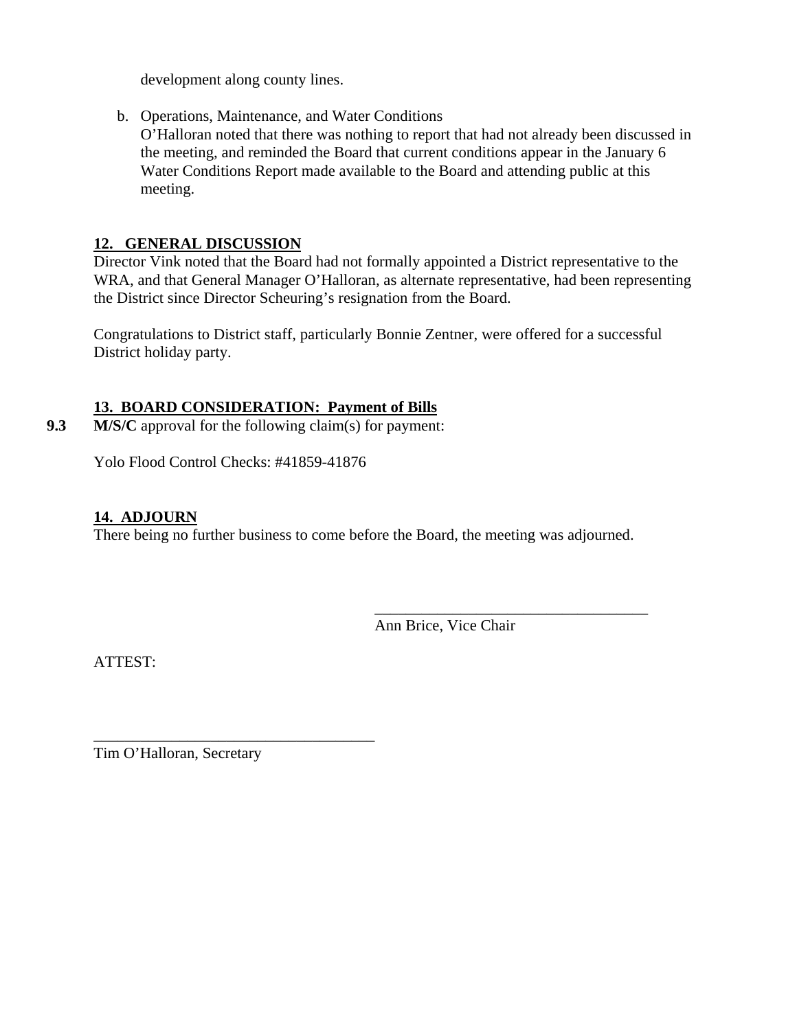development along county lines.

b. Operations, Maintenance, and Water Conditions
O'Halloran noted that there was nothing to report that had not already been discussed in the meeting, and reminded the Board that current conditions appear in the January 6 Water Conditions Report made available to the Board and attending public at this meeting.

**12. GENERAL DISCUSSION**

Director Vink noted that the Board had not formally appointed a District representative to the WRA, and that General Manager O'Halloran, as alternate representative, had been representing the District since Director Scheuring's resignation from the Board.

Congratulations to District staff, particularly Bonnie Zentner, were offered for a successful District holiday party.

**13. BOARD CONSIDERATION: Payment of Bills**

**9.3** **M/S/C** approval for the following claim(s) for payment:

Yolo Flood Control Checks: #41859-41876

**14. ADJOURN**

There being no further business to come before the Board, the meeting was adjourned.

___________________________________
Ann Brice, Vice Chair

ATTEST:

___________________________________
Tim O'Halloran, Secretary